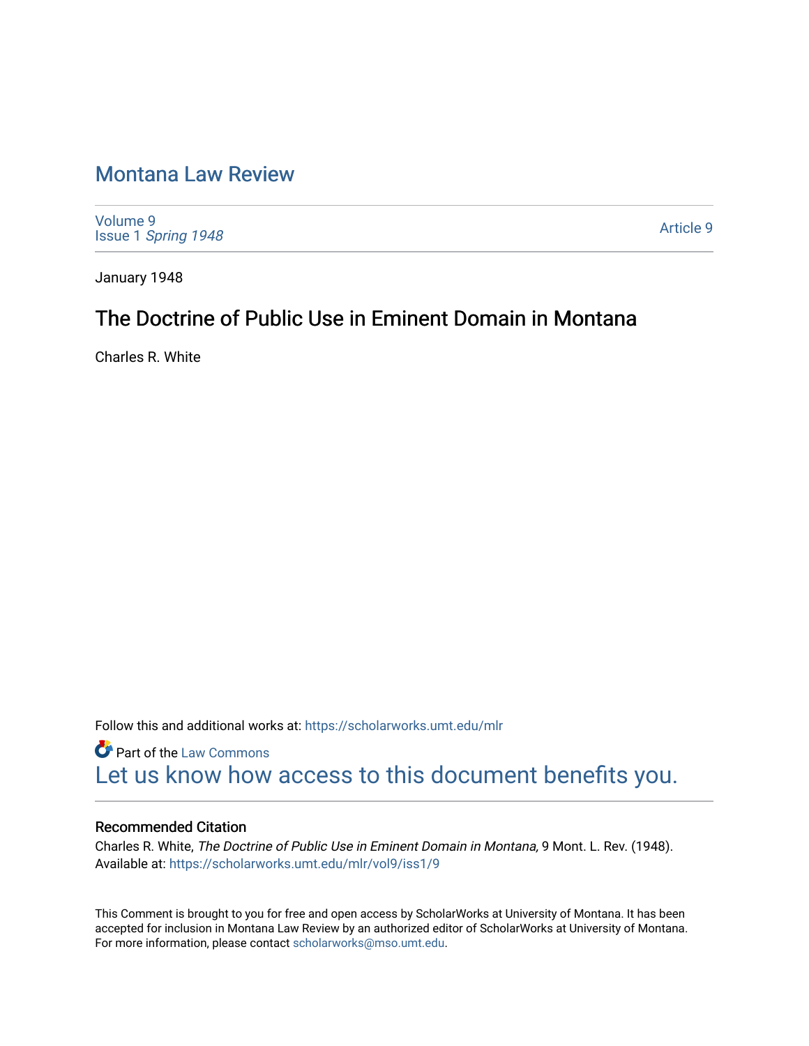# Montana Law Review

Volume 9
Issue 1 *Spring 1948*

Article 9

January 1948

## The Doctrine of Public Use in Eminent Domain in Montana

Charles R. White

Follow this and additional works at: https://scholarworks.umt.edu/mlr

Part of the Law Commons

Let us know how access to this document benefits you.

### Recommended Citation

Charles R. White, *The Doctrine of Public Use in Eminent Domain in Montana,* 9 Mont. L. Rev. (1948).
Available at: https://scholarworks.umt.edu/mlr/vol9/iss1/9

This Comment is brought to you for free and open access by ScholarWorks at University of Montana. It has been accepted for inclusion in Montana Law Review by an authorized editor of ScholarWorks at University of Montana. For more information, please contact scholarworks@mso.umt.edu.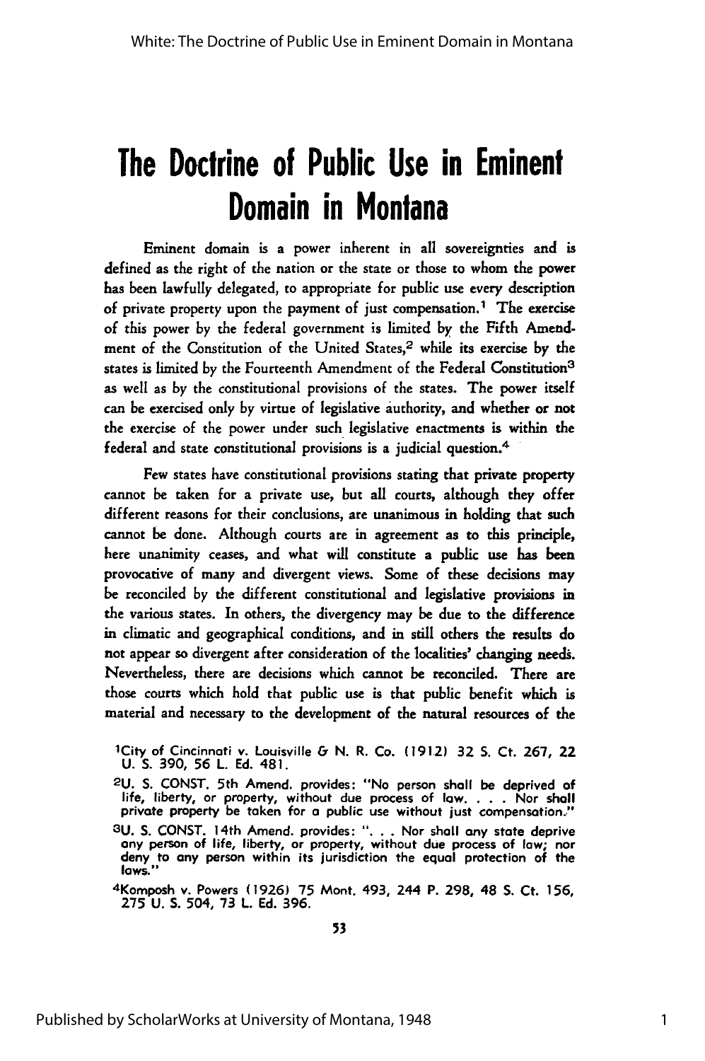# The Doctrine of Public Use in Eminent Domain in Montana

Eminent domain is a power inherent in all sovereignties and is defined as the right of the nation or the state or those to whom the power has been lawfully delegated, to appropriate for public use every description of private property upon the payment of just compensation.[1] The exercise of this power by the federal government is limited by the Fifth Amendment of the Constitution of the United States,[2] while its exercise by the states is limited by the Fourteenth Amendment of the Federal Constitution[3] as well as by the constitutional provisions of the states. The power itself can be exercised only by virtue of legislative authority, and whether or not the exercise of the power under such legislative enactments is within the federal and state constitutional provisions is a judicial question.[4]

Few states have constitutional provisions stating that private property cannot be taken for a private use, but all courts, although they offer different reasons for their conclusions, are unanimous in holding that such cannot be done. Although courts are in agreement as to this principle, here unanimity ceases, and what will constitute a public use has been provocative of many and divergent views. Some of these decisions may be reconciled by the different constitutional and legislative provisions in the various states. In others, the divergency may be due to the difference in climatic and geographical conditions, and in still others the results do not appear so divergent after consideration of the localities' changing needs. Nevertheless, there are decisions which cannot be reconciled. There are those courts which hold that public use is that public benefit which is material and necessary to the development of the natural resources of the

[1]City of Cincinnati v. Louisville & N. R. Co. (1912) 32 S. Ct. 267, 22 U. S. 390, 56 L. Ed. 481.

[2]U. S. CONST. 5th Amend. provides: "No person shall be deprived of life, liberty, or property, without due process of law. . . . Nor shall private property be taken for a public use without just compensation."

[3]U. S. CONST. 14th Amend. provides: ". . . Nor shall any state deprive any person of life, liberty, or property, without due process of law; nor deny to any person within its jurisdiction the equal protection of the laws."

[4]Komposh v. Powers (1926) 75 Mont. 493, 244 P. 298, 48 S. Ct. 156, 275 U. S. 504, 73 L. Ed. 396.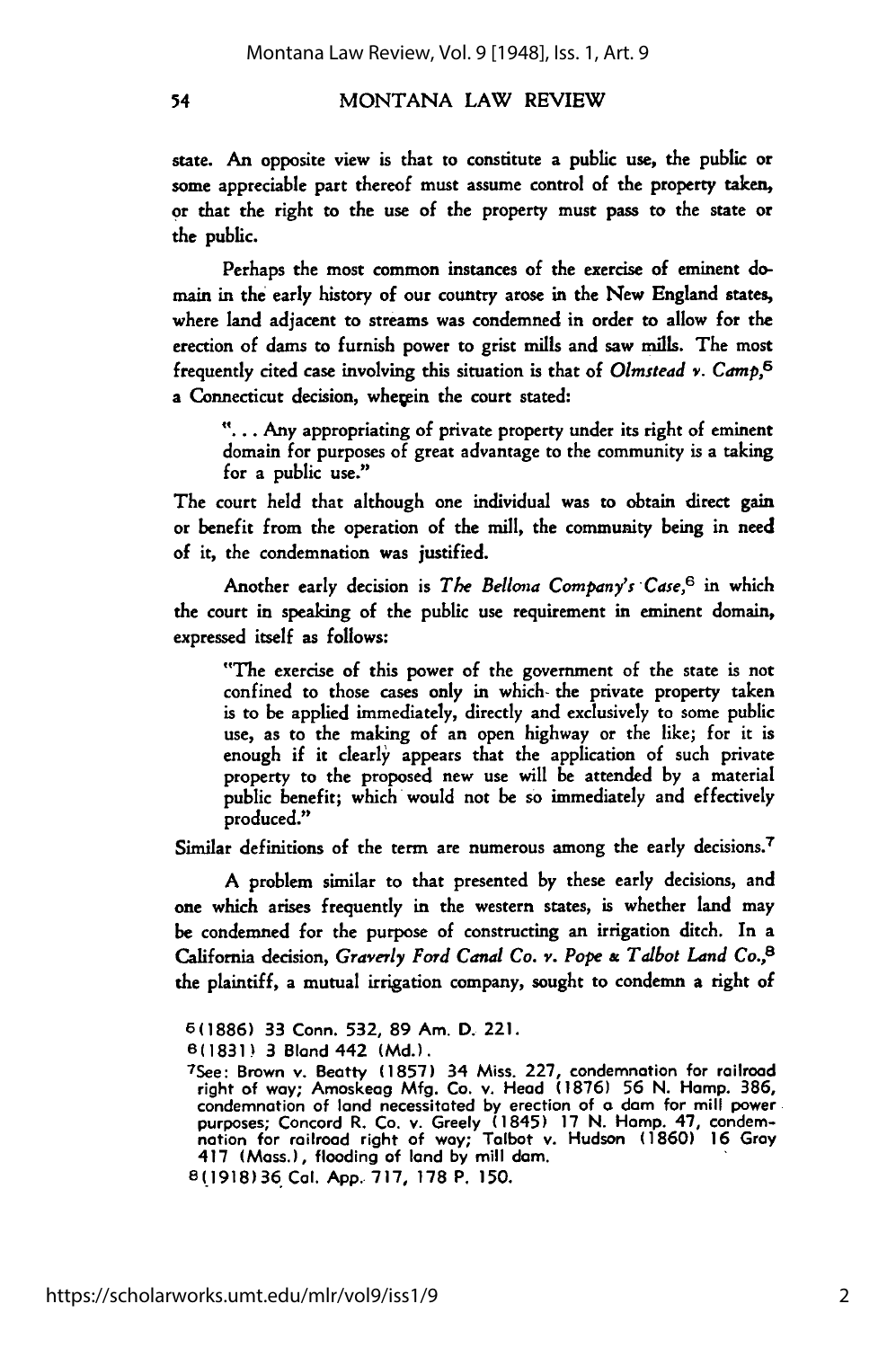state. An opposite view is that to constitute a public use, the public or some appreciable part thereof must assume control of the property taken, or that the right to the use of the property must pass to the state or the public.

Perhaps the most common instances of the exercise of eminent domain in the early history of our country arose in the New England states, where land adjacent to streams was condemned in order to allow for the erection of dams to furnish power to grist mills and saw mills. The most frequently cited case involving this situation is that of *Olmstead v. Camp*,[5] a Connecticut decision, wherein the court stated:

> ". . . Any appropriating of private property under its right of eminent domain for purposes of great advantage to the community is a taking for a public use."

The court held that although one individual was to obtain direct gain or benefit from the operation of the mill, the community being in need of it, the condemnation was justified.

Another early decision is *The Bellona Company's Case*,[6] in which the court in speaking of the public use requirement in eminent domain, expressed itself as follows:

> "The exercise of this power of the government of the state is not confined to those cases only in which the private property taken is to be applied immediately, directly and exclusively to some public use, as to the making of an open highway or the like; for it is enough if it clearly appears that the application of such private property to the proposed new use will be attended by a material public benefit; which would not be so immediately and effectively produced."

Similar definitions of the term are numerous among the early decisions.[7]

A problem similar to that presented by these early decisions, and one which arises frequently in the western states, is whether land may be condemned for the purpose of constructing an irrigation ditch. In a California decision, *Graverly Ford Canal Co. v. Pope & Talbot Land Co.*,[8] the plaintiff, a mutual irrigation company, sought to condemn a right of

---

[5](1886) 33 Conn. 532, 89 Am. D. 221.

[6](1831) 3 Bland 442 (Md.).

[7]See: Brown v. Beatty (1857) 34 Miss. 227, condemnation for railroad right of way; Amoskeag Mfg. Co. v. Head (1876) 56 N. Hamp. 386, condemnation of land necessitated by erection of a dam for mill power purposes; Concord R. Co. v. Greely (1845) 17 N. Hamp. 47, condemnation for railroad right of way; Talbot v. Hudson (1860) 16 Gray 417 (Mass.), flooding of land by mill dam.

[8](1918) 36 Cal. App. 717, 178 P. 150.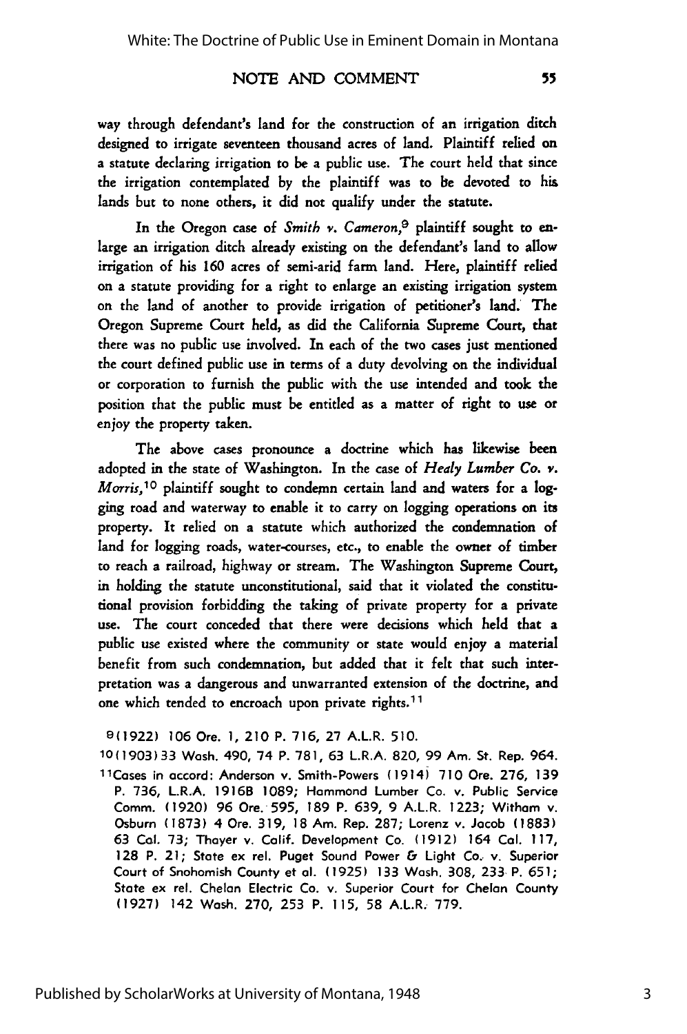way through defendant's land for the construction of an irrigation ditch designed to irrigate seventeen thousand acres of land. Plaintiff relied on a statute declaring irrigation to be a public use. The court held that since the irrigation contemplated by the plaintiff was to be devoted to his lands but to none others, it did not qualify under the statute.

In the Oregon case of *Smith v. Cameron*,[9] plaintiff sought to enlarge an irrigation ditch already existing on the defendant's land to allow irrigation of his 160 acres of semi-arid farm land. Here, plaintiff relied on a statute providing for a right to enlarge an existing irrigation system on the land of another to provide irrigation of petitioner's land. The Oregon Supreme Court held, as did the California Supreme Court, that there was no public use involved. In each of the two cases just mentioned the court defined public use in terms of a duty devolving on the individual or corporation to furnish the public with the use intended and took the position that the public must be entitled as a matter of right to use or enjoy the property taken.

The above cases pronounce a doctrine which has likewise been adopted in the state of Washington. In the case of *Healy Lumber Co. v. Morris*,[10] plaintiff sought to condemn certain land and waters for a logging road and waterway to enable it to carry on logging operations on its property. It relied on a statute which authorized the condemnation of land for logging roads, water-courses, etc., to enable the owner of timber to reach a railroad, highway or stream. The Washington Supreme Court, in holding the statute unconstitutional, said that it violated the constitutional provision forbidding the taking of private property for a private use. The court conceded that there were decisions which held that a public use existed where the community or state would enjoy a material benefit from such condemnation, but added that it felt that such interpretation was a dangerous and unwarranted extension of the doctrine, and one which tended to encroach upon private rights.[11]

---

[9](1922) 106 Ore. 1, 210 P. 716, 27 A.L.R. 510.

[10](1903) 33 Wash. 490, 74 P. 781, 63 L.R.A. 820, 99 Am. St. Rep. 964.

[11]Cases in accord: Anderson v. Smith-Powers (1914) 710 Ore. 276, 139 P. 736, L.R.A. 1916B 1089; Hammond Lumber Co. v. Public Service Comm. (1920) 96 Ore. 595, 189 P. 639, 9 A.L.R. 1223; Witham v. Osburn (1873) 4 Ore. 319, 18 Am. Rep. 287; Lorenz v. Jacob (1883) 63 Cal. 73; Thayer v. Calif. Development Co. (1912) 164 Cal. 117, 128 P. 21; State ex rel. Puget Sound Power & Light Co. v. Superior Court of Snohomish County et al. (1925) 133 Wash. 308, 233 P. 651; State ex rel. Chelan Electric Co. v. Superior Court for Chelan County (1927) 142 Wash. 270, 253 P. 115, 58 A.L.R. 779.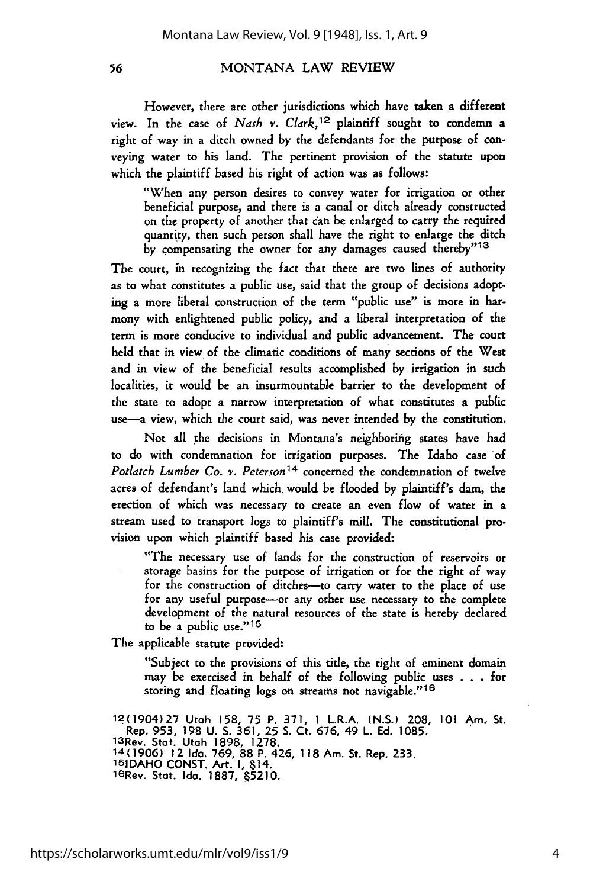However, there are other jurisdictions which have taken a different view. In the case of *Nash v. Clark*,[12] plaintiff sought to condemn a right of way in a ditch owned by the defendants for the purpose of conveying water to his land. The pertinent provision of the statute upon which the plaintiff based his right of action was as follows:

> "When any person desires to convey water for irrigation or other beneficial purpose, and there is a canal or ditch already constructed on the property of another that can be enlarged to carry the required quantity, then such person shall have the right to enlarge the ditch by compensating the owner for any damages caused thereby"[13]

The court, in recognizing the fact that there are two lines of authority as to what constitutes a public use, said that the group of decisions adopting a more liberal construction of the term "public use" is more in harmony with enlightened public policy, and a liberal interpretation of the term is more conducive to individual and public advancement. The court held that in view of the climatic conditions of many sections of the West and in view of the beneficial results accomplished by irrigation in such localities, it would be an insurmountable barrier to the development of the state to adopt a narrow interpretation of what constitutes a public use—a view, which the court said, was never intended by the constitution.

Not all the decisions in Montana's neighboring states have had to do with condemnation for irrigation purposes. The Idaho case of *Potlatch Lumber Co. v. Peterson*[14] concerned the condemnation of twelve acres of defendant's land which would be flooded by plaintiff's dam, the erection of which was necessary to create an even flow of water in a stream used to transport logs to plaintiff's mill. The constitutional provision upon which plaintiff based his case provided:

> "The necessary use of lands for the construction of reservoirs or storage basins for the purpose of irrigation or for the right of way for the construction of ditches—to carry water to the place of use for any useful purpose—or any other use necessary to the complete development of the natural resources of the state is hereby declared to be a public use."[15]

The applicable statute provided:

> "Subject to the provisions of this title, the right of eminent domain may be exercised in behalf of the following public uses . . . for storing and floating logs on streams not navigable."[16]

---

[12] (1904) 27 Utah 158, 75 P. 371, 1 L.R.A. (N.S.) 208, 101 Am. St. Rep. 953, 198 U. S. 361, 25 S. Ct. 676, 49 L. Ed. 1085.
[13] Rev. Stat. Utah 1898, 1278.
[14] (1906) 12 Ida. 769, 88 P. 426, 118 Am. St. Rep. 233.
[15] IDAHO CONST. Art. I, §14.
[16] Rev. Stat. Ida. 1887, §5210.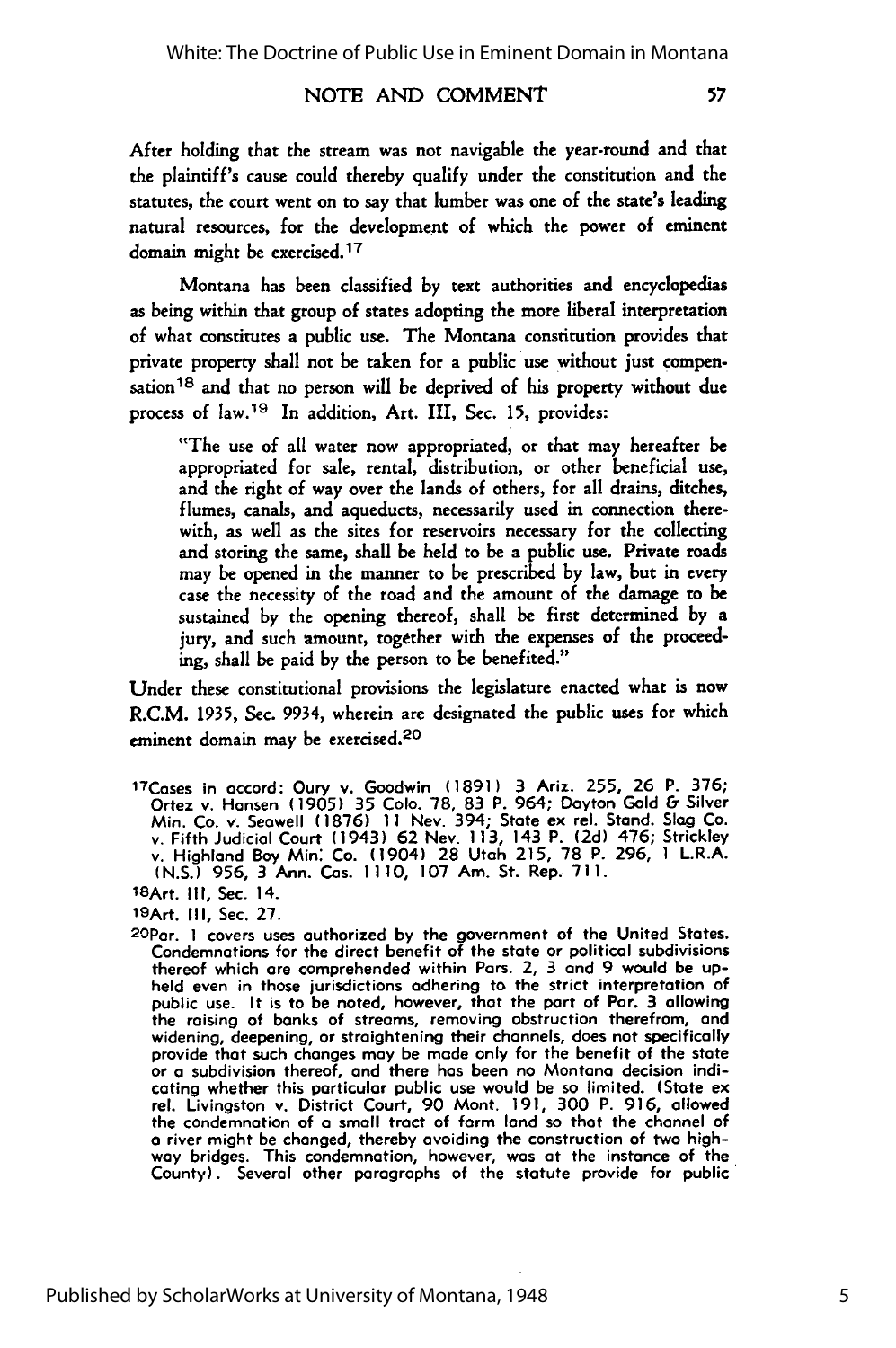After holding that the stream was not navigable the year-round and that the plaintiff's cause could thereby qualify under the constitution and the statutes, the court went on to say that lumber was one of the state's leading natural resources, for the development of which the power of eminent domain might be exercised.[17]

Montana has been classified by text authorities and encyclopedias as being within that group of states adopting the more liberal interpretation of what constitutes a public use. The Montana constitution provides that private property shall not be taken for a public use without just compensation[18] and that no person will be deprived of his property without due process of law.[19] In addition, Art. III, Sec. 15, provides:

> "The use of all water now appropriated, or that may hereafter be appropriated for sale, rental, distribution, or other beneficial use, and the right of way over the lands of others, for all drains, ditches, flumes, canals, and aqueducts, necessarily used in connection therewith, as well as the sites for reservoirs necessary for the collecting and storing the same, shall be held to be a public use. Private roads may be opened in the manner to be prescribed by law, but in every case the necessity of the road and the amount of the damage to be sustained by the opening thereof, shall be first determined by a jury, and such amount, together with the expenses of the proceeding, shall be paid by the person to be benefited."

Under these constitutional provisions the legislature enacted what is now R.C.M. 1935, Sec. 9934, wherein are designated the public uses for which eminent domain may be exercised.[20]

---

[17]Cases in accord: Oury v. Goodwin (1891) 3 Ariz. 255, 26 P. 376; Ortez v. Hansen (1905) 35 Colo. 78, 83 P. 964; Dayton Gold & Silver Min. Co. v. Seawell (1876) 11 Nev. 394; State ex rel. Stand. Slag Co. v. Fifth Judicial Court (1943) 62 Nev. 113, 143 P. (2d) 476; Strickley v. Highland Boy Min. Co. (1904) 28 Utah 215, 78 P. 296, 1 L.R.A. (N.S.) 956, 3 Ann. Cas. 1110, 107 Am. St. Rep. 711.

[18]Art. III, Sec. 14.

[19]Art. III, Sec. 27.

[20]Par. 1 covers uses authorized by the government of the United States. Condemnations for the direct benefit of the state or political subdivisions thereof which are comprehended within Pars. 2, 3 and 9 would be upheld even in those jurisdictions adhering to the strict interpretation of public use. It is to be noted, however, that the part of Par. 3 allowing the raising of banks of streams, removing obstruction therefrom, and widening, deepening, or straightening their channels, does not specifically provide that such changes may be made only for the benefit of the state or a subdivision thereof, and there has been no Montana decision indicating whether this particular public use would be so limited. (State ex rel. Livingston v. District Court, 90 Mont. 191, 300 P. 916, allowed the condemnation of a small tract of farm land so that the channel of a river might be changed, thereby avoiding the construction of two highway bridges. This condemnation, however, was at the instance of the County). Several other paragraphs of the statute provide for public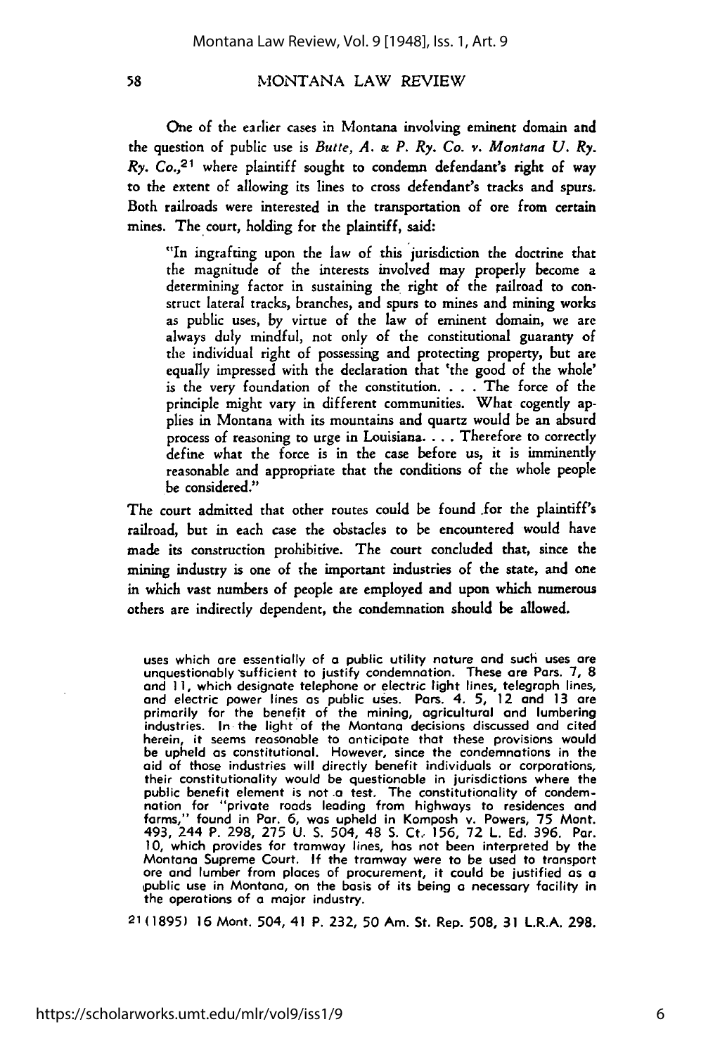One of the earlier cases in Montana involving eminent domain and the question of public use is *Butte, A. & P. Ry. Co. v. Montana U. Ry. Ry. Co.*,[21] where plaintiff sought to condemn defendant's right of way to the extent of allowing its lines to cross defendant's tracks and spurs. Both railroads were interested in the transportation of ore from certain mines. The court, holding for the plaintiff, said:

> "In ingrafting upon the law of this jurisdiction the doctrine that the magnitude of the interests involved may properly become a determining factor in sustaining the right of the railroad to construct lateral tracks, branches, and spurs to mines and mining works as public uses, by virtue of the law of eminent domain, we are always duly mindful, not only of the constitutional guaranty of the individual right of possessing and protecting property, but are equally impressed with the declaration that 'the good of the whole' is the very foundation of the constitution. . . . The force of the principle might vary in different communities. What cogently applies in Montana with its mountains and quartz would be an absurd process of reasoning to urge in Louisiana. . . . Therefore to correctly define what the force is in the case before us, it is imminently reasonable and appropriate that the conditions of the whole people be considered."

The court admitted that other routes could be found for the plaintiff's railroad, but in each case the obstacles to be encountered would have made its construction prohibitive. The court concluded that, since the mining industry is one of the important industries of the state, and one in which vast numbers of people are employed and upon which numerous others are indirectly dependent, the condemnation should be allowed.

uses which are essentially of a public utility nature and such uses are unquestionably sufficient to justify condemnation. These are Pars. 7, 8 and 11, which designate telephone or electric light lines, telegraph lines, and electric power lines as public uses. Pars. 4. 5, 12 and 13 are primarily for the benefit of the mining, agricultural and lumbering industries. In the light of the Montana decisions discussed and cited herein, it seems reasonable to anticipate that these provisions would be upheld as constitutional. However, since the condemnations in the aid of those industries will directly benefit individuals or corporations, their constitutionality would be questionable in jurisdictions where the public benefit element is not a test. The constitutionality of condemnation for "private roads leading from highways to residences and farms," found in Par. 6, was upheld in Komposh v. Powers, 75 Mont. 493, 244 P. 298, 275 U. S. 504, 48 S. Ct. 156, 72 L. Ed. 396. Par. 10, which provides for tramway lines, has not been interpreted by the Montana Supreme Court. If the tramway were to be used to transport ore and lumber from places of procurement, it could be justified as a public use in Montana, on the basis of its being a necessary facility in the operations of a major industry.

[21](1895) 16 Mont. 504, 41 P. 232, 50 Am. St. Rep. 508, 31 L.R.A. 298.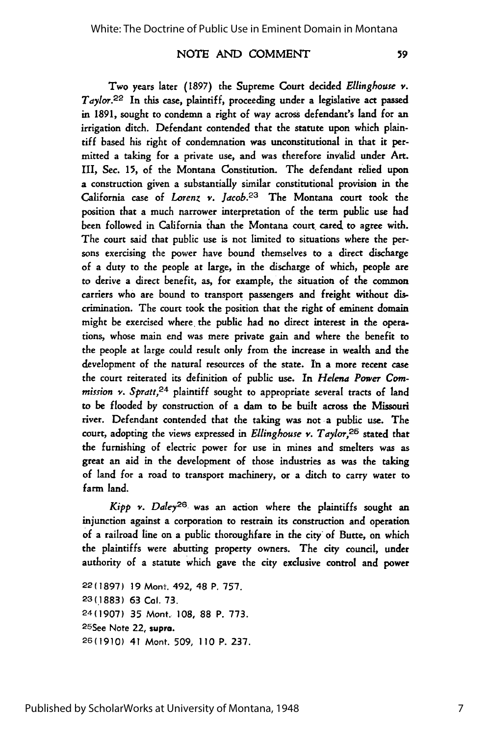Two years later (1897) the Supreme Court decided *Ellinghouse v. Taylor*.[22] In this case, plaintiff, proceeding under a legislative act passed in 1891, sought to condemn a right of way across defendant's land for an irrigation ditch. Defendant contended that the statute upon which plaintiff based his right of condemnation was unconstitutional in that it permitted a taking for a private use, and was therefore invalid under Art. III, Sec. 15, of the Montana Constitution. The defendant relied upon a construction given a substantially similar constitutional provision in the California case of *Lorenz v. Jacob*.[23] The Montana court took the position that a much narrower interpretation of the term public use had been followed in California than the Montana court cared to agree with. The court said that public use is not limited to situations where the persons exercising the power have bound themselves to a direct discharge of a duty to the people at large, in the discharge of which, people are to derive a direct benefit, as, for example, the situation of the common carriers who are bound to transport passengers and freight without discrimination. The court took the position that the right of eminent domain might be exercised where the public had no direct interest in the operations, whose main end was mere private gain and where the benefit to the people at large could result only from the increase in wealth and the development of the natural resources of the state. In a more recent case the court reiterated its definition of public use. In *Helena Power Commission v. Spratt*,[24] plaintiff sought to appropriate several tracts of land to be flooded by construction of a dam to be built across the Missouri river. Defendant contended that the taking was not a public use. The court, adopting the views expressed in *Ellinghouse v. Taylor*,[25] stated that the furnishing of electric power for use in mines and smelters was as great an aid in the development of those industries as was the taking of land for a road to transport machinery, or a ditch to carry water to farm land.

*Kipp v. Daley*[26] was an action where the plaintiffs sought an injunction against a corporation to restrain its construction and operation of a railroad line on a public thoroughfare in the city of Butte, on which the plaintiffs were abutting property owners. The city council, under authority of a statute which gave the city exclusive control and power

22(1897) 19 Mont. 492, 48 P. 757.
23(1883) 63 Cal. 73.
24(1907) 35 Mont. 108, 88 P. 773.
25See Note 22, **supra.**
26(1910) 41 Mont. 509, 110 P. 237.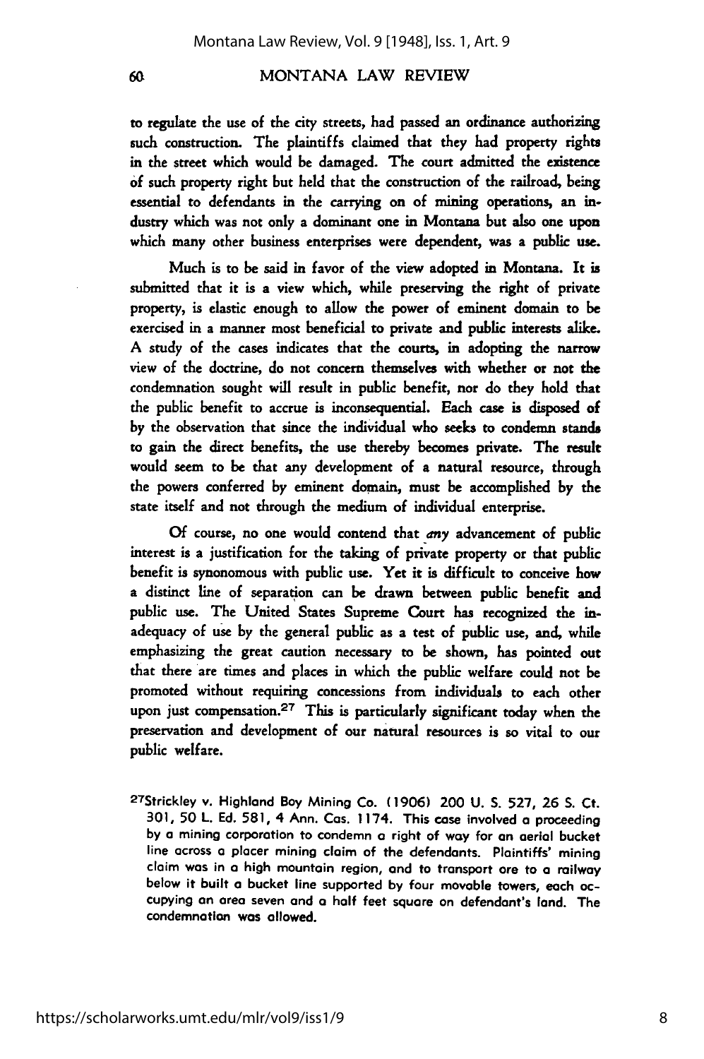to regulate the use of the city streets, had passed an ordinance authorizing such construction. The plaintiffs claimed that they had property rights in the street which would be damaged. The court admitted the existence of such property right but held that the construction of the railroad, being essential to defendants in the carrying on of mining operations, an industry which was not only a dominant one in Montana but also one upon which many other business enterprises were dependent, was a public use.

Much is to be said in favor of the view adopted in Montana. It is submitted that it is a view which, while preserving the right of private property, is elastic enough to allow the power of eminent domain to be exercised in a manner most beneficial to private and public interests alike. A study of the cases indicates that the courts, in adopting the narrow view of the doctrine, do not concern themselves with whether or not the condemnation sought will result in public benefit, nor do they hold that the public benefit to accrue is inconsequential. Each case is disposed of by the observation that since the individual who seeks to condemn stands to gain the direct benefits, the use thereby becomes private. The result would seem to be that any development of a natural resource, through the powers conferred by eminent domain, must be accomplished by the state itself and not through the medium of individual enterprise.

Of course, no one would contend that *any* advancement of public interest is a justification for the taking of private property or that public benefit is synonomous with public use. Yet it is difficult to conceive how a distinct line of separation can be drawn between public benefit and public use. The United States Supreme Court has recognized the inadequacy of use by the general public as a test of public use, and, while emphasizing the great caution necessary to be shown, has pointed out that there are times and places in which the public welfare could not be promoted without requiring concessions from individuals to each other upon just compensation.[27] This is particularly significant today when the preservation and development of our natural resources is so vital to our public welfare.

[27]Strickley v. Highland Boy Mining Co. (1906) 200 U. S. 527, 26 S. Ct. 301, 50 L. Ed. 581, 4 Ann. Cas. 1174. This case involved a proceeding by a mining corporation to condemn a right of way for an aerial bucket line across a placer mining claim of the defendants. Plaintiffs' mining claim was in a high mountain region, and to transport ore to a railway below it built a bucket line supported by four movable towers, each occupying an area seven and a half feet square on defendant's land. The condemnation was allowed.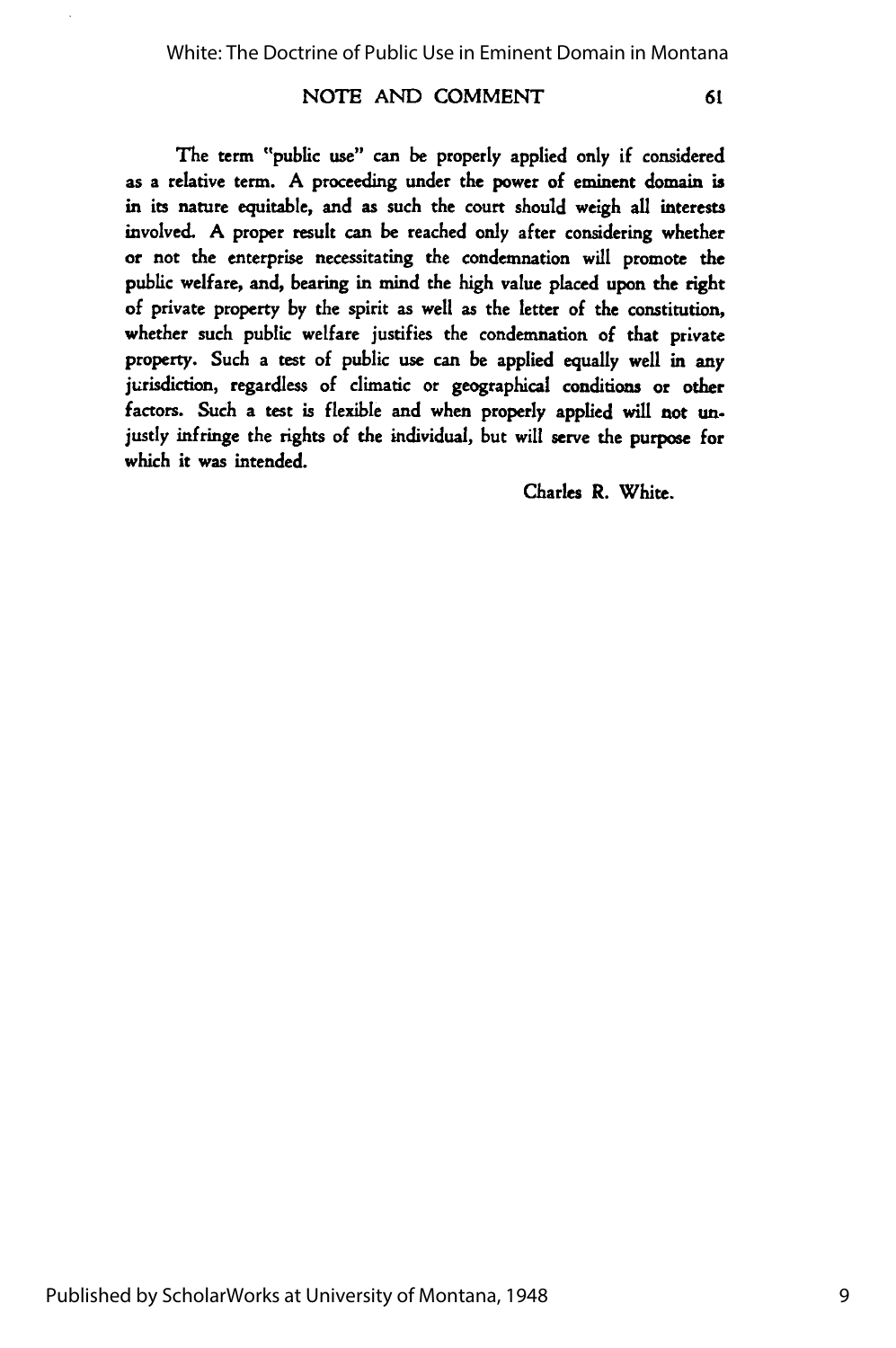The term "public use" can be properly applied only if considered as a relative term. A proceeding under the power of eminent domain is in its nature equitable, and as such the court should weigh all interests involved. A proper result can be reached only after considering whether or not the enterprise necessitating the condemnation will promote the public welfare, and, bearing in mind the high value placed upon the right of private property by the spirit as well as the letter of the constitution, whether such public welfare justifies the condemnation of that private property. Such a test of public use can be applied equally well in any jurisdiction, regardless of climatic or geographical conditions or other factors. Such a test is flexible and when properly applied will not unjustly infringe the rights of the individual, but will serve the purpose for which it was intended.

Charles R. White.